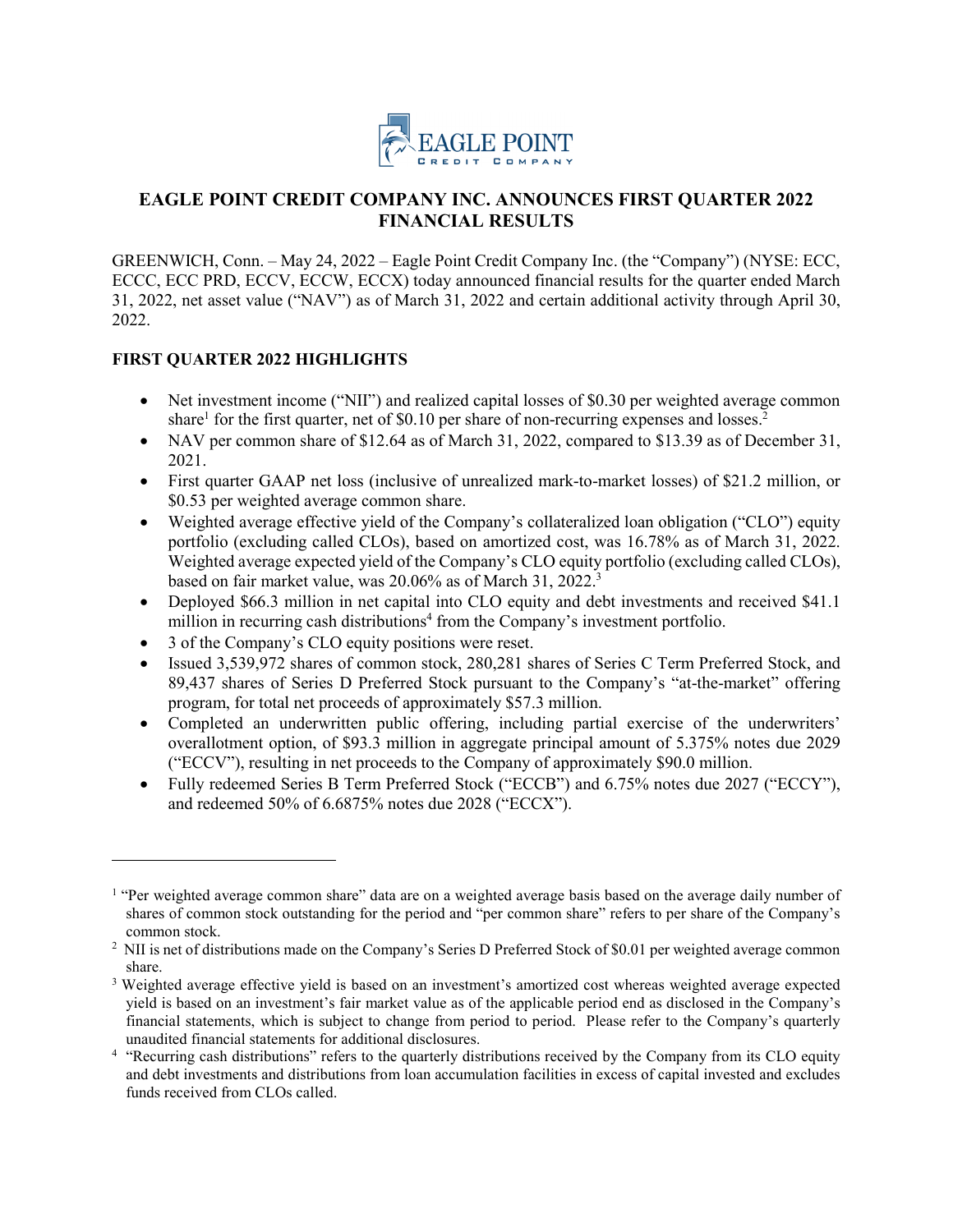# EAGLE POINT CREDIT COMPANY INC. ANNOUNCES FIRST QUARTER 2022 FINANCIAL RESULTS

GREENWICH, Conn. – May 24, 2022 – Eagle Point Credit Company Inc. (the "Company") (NYSE: ECC, ECCC, ECC PRD, ECCV, ECCW, ECCX) today announced financial results for the quarter ended March 31, 2022, net asset value ("NAV") as of March 31, 2022 and certain additional activity through April 30, 2022.

## FIRST QUARTER 2022 HIGHLIGHTS

- Net investment income ("NII") and realized capital losses of $0.30 per weighted average common share[1] for the first quarter, net of $0.10 per share of non-recurring expenses and losses.[2]
- NAV per common share of $12.64 as of March 31, 2022, compared to $13.39 as of December 31, 2021.
- First quarter GAAP net loss (inclusive of unrealized mark-to-market losses) of $21.2 million, or $0.53 per weighted average common share.
- Weighted average effective yield of the Company's collateralized loan obligation ("CLO") equity portfolio (excluding called CLOs), based on amortized cost, was 16.78% as of March 31, 2022. Weighted average expected yield of the Company's CLO equity portfolio (excluding called CLOs), based on fair market value, was 20.06% as of March 31, 2022.[3]
- Deployed $66.3 million in net capital into CLO equity and debt investments and received $41.1 million in recurring cash distributions[4] from the Company's investment portfolio.
- 3 of the Company's CLO equity positions were reset.
- Issued 3,539,972 shares of common stock, 280,281 shares of Series C Term Preferred Stock, and 89,437 shares of Series D Preferred Stock pursuant to the Company's "at-the-market" offering program, for total net proceeds of approximately $57.3 million.
- Completed an underwritten public offering, including partial exercise of the underwriters' overallotment option, of $93.3 million in aggregate principal amount of 5.375% notes due 2029 ("ECCV"), resulting in net proceeds to the Company of approximately $90.0 million.
- Fully redeemed Series B Term Preferred Stock ("ECCB") and 6.75% notes due 2027 ("ECCY"), and redeemed 50% of 6.6875% notes due 2028 ("ECCX").

---

[1] "Per weighted average common share" data are on a weighted average basis based on the average daily number of shares of common stock outstanding for the period and "per common share" refers to per share of the Company's common stock.

[2] NII is net of distributions made on the Company's Series D Preferred Stock of $0.01 per weighted average common share.

[3] Weighted average effective yield is based on an investment's amortized cost whereas weighted average expected yield is based on an investment's fair market value as of the applicable period end as disclosed in the Company's financial statements, which is subject to change from period to period. Please refer to the Company's quarterly unaudited financial statements for additional disclosures.

[4] "Recurring cash distributions" refers to the quarterly distributions received by the Company from its CLO equity and debt investments and distributions from loan accumulation facilities in excess of capital invested and excludes funds received from CLOs called.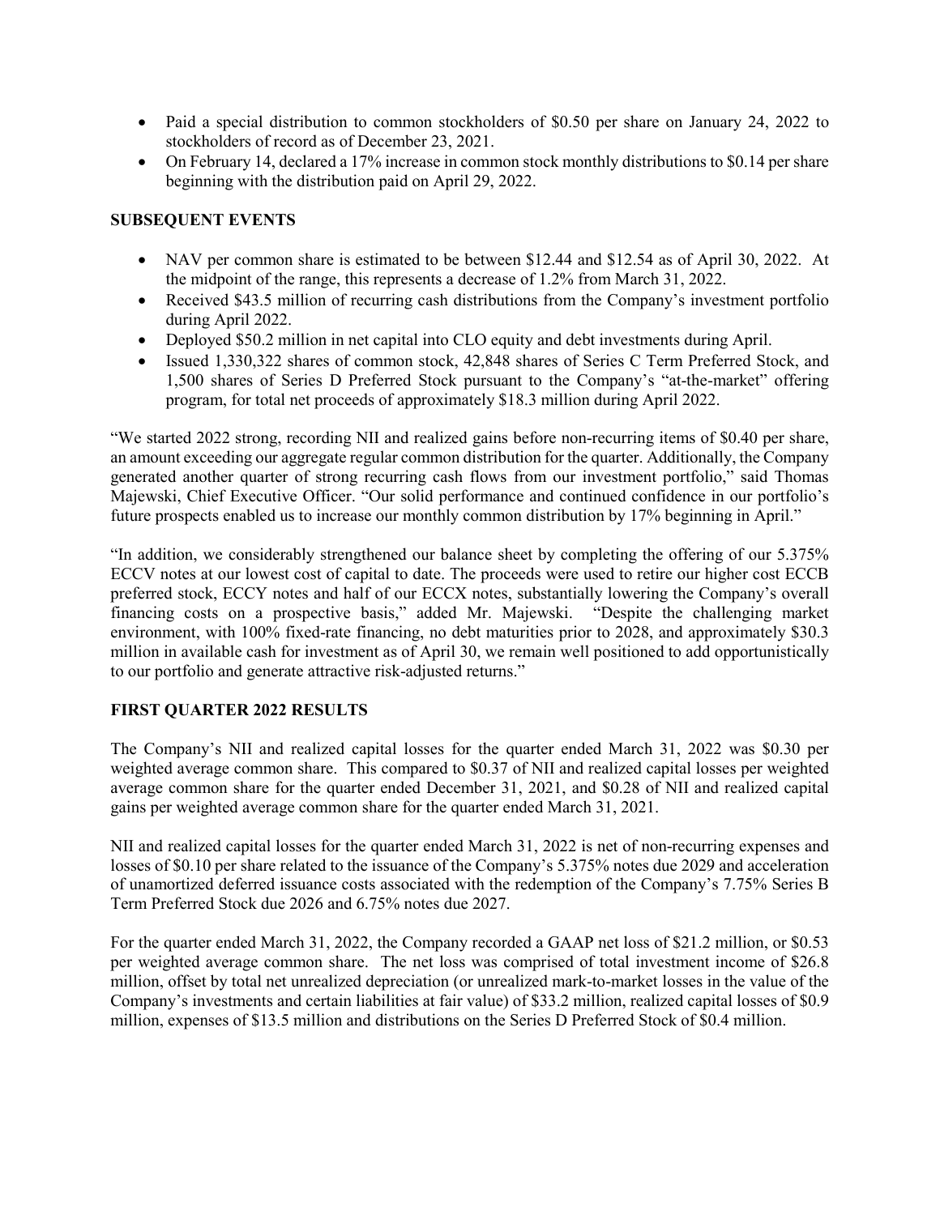- Paid a special distribution to common stockholders of $0.50 per share on January 24, 2022 to stockholders of record as of December 23, 2021.
- On February 14, declared a 17% increase in common stock monthly distributions to $0.14 per share beginning with the distribution paid on April 29, 2022.

**SUBSEQUENT EVENTS**

- NAV per common share is estimated to be between $12.44 and $12.54 as of April 30, 2022. At the midpoint of the range, this represents a decrease of 1.2% from March 31, 2022.
- Received $43.5 million of recurring cash distributions from the Company's investment portfolio during April 2022.
- Deployed $50.2 million in net capital into CLO equity and debt investments during April.
- Issued 1,330,322 shares of common stock, 42,848 shares of Series C Term Preferred Stock, and 1,500 shares of Series D Preferred Stock pursuant to the Company's "at-the-market" offering program, for total net proceeds of approximately $18.3 million during April 2022.

"We started 2022 strong, recording NII and realized gains before non-recurring items of $0.40 per share, an amount exceeding our aggregate regular common distribution for the quarter. Additionally, the Company generated another quarter of strong recurring cash flows from our investment portfolio," said Thomas Majewski, Chief Executive Officer. "Our solid performance and continued confidence in our portfolio's future prospects enabled us to increase our monthly common distribution by 17% beginning in April."

"In addition, we considerably strengthened our balance sheet by completing the offering of our 5.375% ECCV notes at our lowest cost of capital to date. The proceeds were used to retire our higher cost ECCB preferred stock, ECCY notes and half of our ECCX notes, substantially lowering the Company's overall financing costs on a prospective basis," added Mr. Majewski. "Despite the challenging market environment, with 100% fixed-rate financing, no debt maturities prior to 2028, and approximately $30.3 million in available cash for investment as of April 30, we remain well positioned to add opportunistically to our portfolio and generate attractive risk-adjusted returns."

**FIRST QUARTER 2022 RESULTS**

The Company's NII and realized capital losses for the quarter ended March 31, 2022 was $0.30 per weighted average common share. This compared to $0.37 of NII and realized capital losses per weighted average common share for the quarter ended December 31, 2021, and $0.28 of NII and realized capital gains per weighted average common share for the quarter ended March 31, 2021.

NII and realized capital losses for the quarter ended March 31, 2022 is net of non-recurring expenses and losses of $0.10 per share related to the issuance of the Company's 5.375% notes due 2029 and acceleration of unamortized deferred issuance costs associated with the redemption of the Company's 7.75% Series B Term Preferred Stock due 2026 and 6.75% notes due 2027.

For the quarter ended March 31, 2022, the Company recorded a GAAP net loss of $21.2 million, or $0.53 per weighted average common share. The net loss was comprised of total investment income of $26.8 million, offset by total net unrealized depreciation (or unrealized mark-to-market losses in the value of the Company's investments and certain liabilities at fair value) of $33.2 million, realized capital losses of $0.9 million, expenses of $13.5 million and distributions on the Series D Preferred Stock of $0.4 million.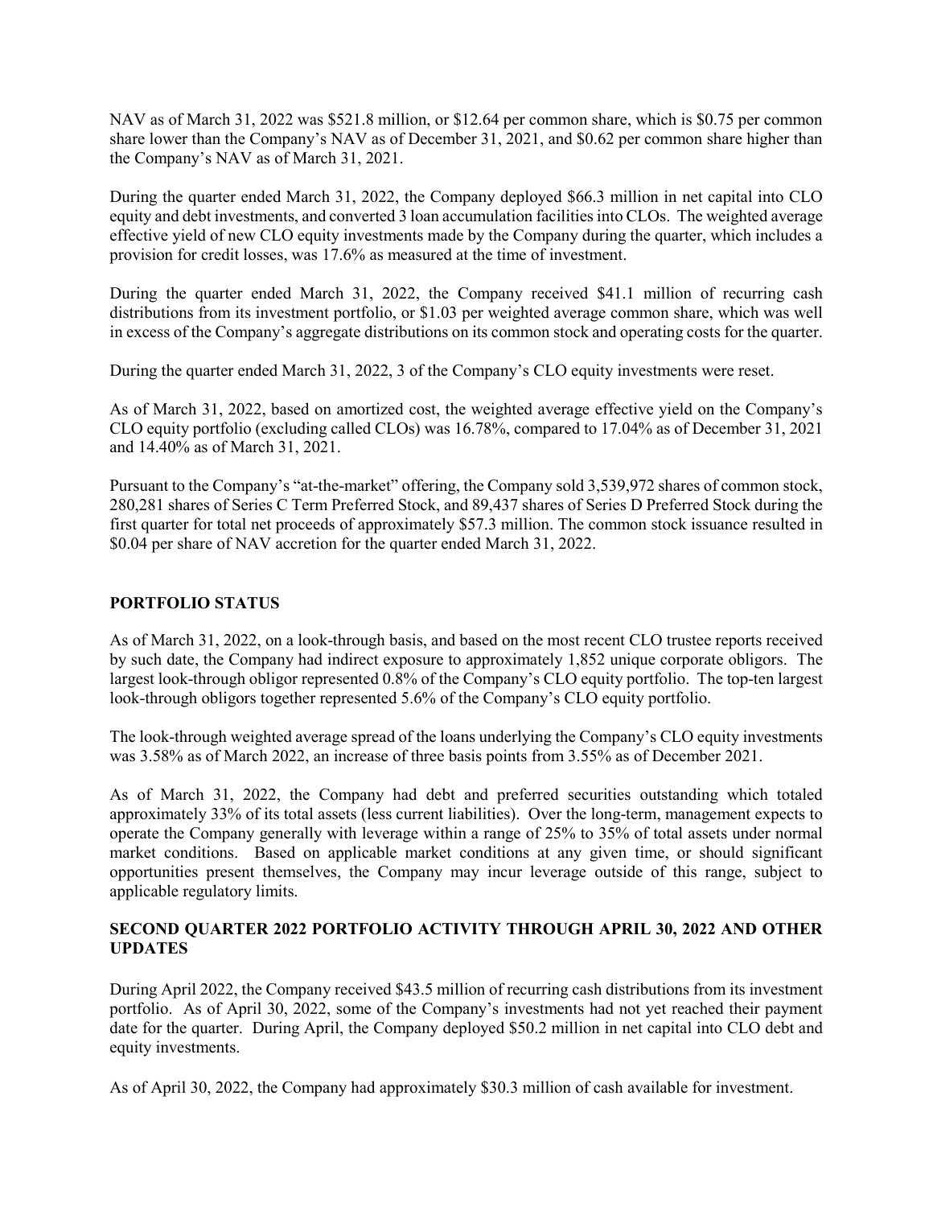NAV as of March 31, 2022 was $521.8 million, or $12.64 per common share, which is $0.75 per common share lower than the Company's NAV as of December 31, 2021, and $0.62 per common share higher than the Company's NAV as of March 31, 2021.

During the quarter ended March 31, 2022, the Company deployed $66.3 million in net capital into CLO equity and debt investments, and converted 3 loan accumulation facilities into CLOs. The weighted average effective yield of new CLO equity investments made by the Company during the quarter, which includes a provision for credit losses, was 17.6% as measured at the time of investment.

During the quarter ended March 31, 2022, the Company received $41.1 million of recurring cash distributions from its investment portfolio, or $1.03 per weighted average common share, which was well in excess of the Company's aggregate distributions on its common stock and operating costs for the quarter.

During the quarter ended March 31, 2022, 3 of the Company's CLO equity investments were reset.

As of March 31, 2022, based on amortized cost, the weighted average effective yield on the Company's CLO equity portfolio (excluding called CLOs) was 16.78%, compared to 17.04% as of December 31, 2021 and 14.40% as of March 31, 2021.

Pursuant to the Company's "at-the-market" offering, the Company sold 3,539,972 shares of common stock, 280,281 shares of Series C Term Preferred Stock, and 89,437 shares of Series D Preferred Stock during the first quarter for total net proceeds of approximately $57.3 million. The common stock issuance resulted in $0.04 per share of NAV accretion for the quarter ended March 31, 2022.

## PORTFOLIO STATUS

As of March 31, 2022, on a look-through basis, and based on the most recent CLO trustee reports received by such date, the Company had indirect exposure to approximately 1,852 unique corporate obligors. The largest look-through obligor represented 0.8% of the Company's CLO equity portfolio. The top-ten largest look-through obligors together represented 5.6% of the Company's CLO equity portfolio.

The look-through weighted average spread of the loans underlying the Company's CLO equity investments was 3.58% as of March 2022, an increase of three basis points from 3.55% as of December 2021.

As of March 31, 2022, the Company had debt and preferred securities outstanding which totaled approximately 33% of its total assets (less current liabilities). Over the long-term, management expects to operate the Company generally with leverage within a range of 25% to 35% of total assets under normal market conditions. Based on applicable market conditions at any given time, or should significant opportunities present themselves, the Company may incur leverage outside of this range, subject to applicable regulatory limits.

## SECOND QUARTER 2022 PORTFOLIO ACTIVITY THROUGH APRIL 30, 2022 AND OTHER UPDATES

During April 2022, the Company received $43.5 million of recurring cash distributions from its investment portfolio. As of April 30, 2022, some of the Company's investments had not yet reached their payment date for the quarter. During April, the Company deployed $50.2 million in net capital into CLO debt and equity investments.

As of April 30, 2022, the Company had approximately $30.3 million of cash available for investment.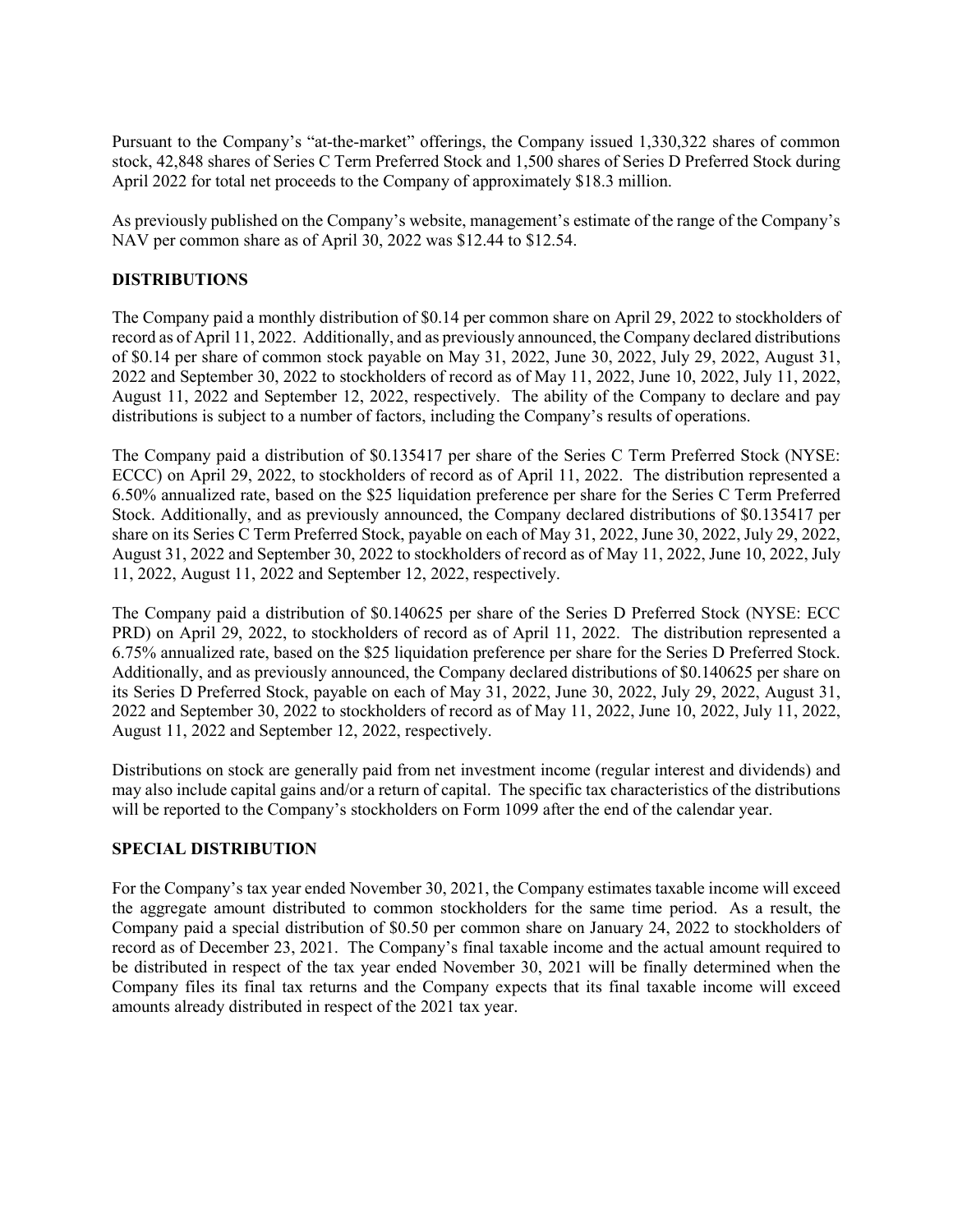Pursuant to the Company's "at-the-market" offerings, the Company issued 1,330,322 shares of common stock, 42,848 shares of Series C Term Preferred Stock and 1,500 shares of Series D Preferred Stock during April 2022 for total net proceeds to the Company of approximately $18.3 million.

As previously published on the Company's website, management's estimate of the range of the Company's NAV per common share as of April 30, 2022 was $12.44 to $12.54.

## DISTRIBUTIONS

The Company paid a monthly distribution of $0.14 per common share on April 29, 2022 to stockholders of record as of April 11, 2022. Additionally, and as previously announced, the Company declared distributions of $0.14 per share of common stock payable on May 31, 2022, June 30, 2022, July 29, 2022, August 31, 2022 and September 30, 2022 to stockholders of record as of May 11, 2022, June 10, 2022, July 11, 2022, August 11, 2022 and September 12, 2022, respectively. The ability of the Company to declare and pay distributions is subject to a number of factors, including the Company's results of operations.

The Company paid a distribution of $0.135417 per share of the Series C Term Preferred Stock (NYSE: ECCC) on April 29, 2022, to stockholders of record as of April 11, 2022. The distribution represented a 6.50% annualized rate, based on the $25 liquidation preference per share for the Series C Term Preferred Stock. Additionally, and as previously announced, the Company declared distributions of $0.135417 per share on its Series C Term Preferred Stock, payable on each of May 31, 2022, June 30, 2022, July 29, 2022, August 31, 2022 and September 30, 2022 to stockholders of record as of May 11, 2022, June 10, 2022, July 11, 2022, August 11, 2022 and September 12, 2022, respectively.

The Company paid a distribution of $0.140625 per share of the Series D Preferred Stock (NYSE: ECC PRD) on April 29, 2022, to stockholders of record as of April 11, 2022. The distribution represented a 6.75% annualized rate, based on the $25 liquidation preference per share for the Series D Preferred Stock. Additionally, and as previously announced, the Company declared distributions of $0.140625 per share on its Series D Preferred Stock, payable on each of May 31, 2022, June 30, 2022, July 29, 2022, August 31, 2022 and September 30, 2022 to stockholders of record as of May 11, 2022, June 10, 2022, July 11, 2022, August 11, 2022 and September 12, 2022, respectively.

Distributions on stock are generally paid from net investment income (regular interest and dividends) and may also include capital gains and/or a return of capital. The specific tax characteristics of the distributions will be reported to the Company's stockholders on Form 1099 after the end of the calendar year.

## SPECIAL DISTRIBUTION

For the Company's tax year ended November 30, 2021, the Company estimates taxable income will exceed the aggregate amount distributed to common stockholders for the same time period. As a result, the Company paid a special distribution of $0.50 per common share on January 24, 2022 to stockholders of record as of December 23, 2021. The Company's final taxable income and the actual amount required to be distributed in respect of the tax year ended November 30, 2021 will be finally determined when the Company files its final tax returns and the Company expects that its final taxable income will exceed amounts already distributed in respect of the 2021 tax year.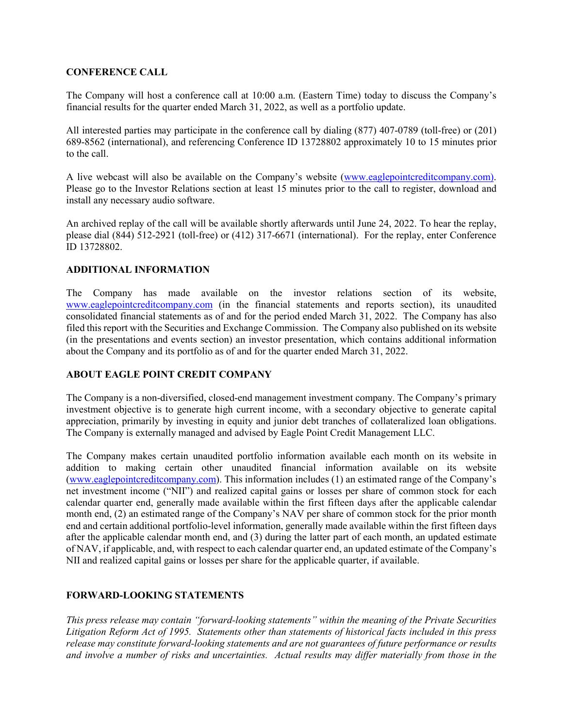## CONFERENCE CALL

The Company will host a conference call at 10:00 a.m. (Eastern Time) today to discuss the Company's financial results for the quarter ended March 31, 2022, as well as a portfolio update.

All interested parties may participate in the conference call by dialing (877) 407-0789 (toll-free) or (201) 689-8562 (international), and referencing Conference ID 13728802 approximately 10 to 15 minutes prior to the call.

A live webcast will also be available on the Company's website (www.eaglepointcreditcompany.com). Please go to the Investor Relations section at least 15 minutes prior to the call to register, download and install any necessary audio software.

An archived replay of the call will be available shortly afterwards until June 24, 2022. To hear the replay, please dial (844) 512-2921 (toll-free) or (412) 317-6671 (international). For the replay, enter Conference ID 13728802.

## ADDITIONAL INFORMATION

The Company has made available on the investor relations section of its website, www.eaglepointcreditcompany.com (in the financial statements and reports section), its unaudited consolidated financial statements as of and for the period ended March 31, 2022. The Company has also filed this report with the Securities and Exchange Commission. The Company also published on its website (in the presentations and events section) an investor presentation, which contains additional information about the Company and its portfolio as of and for the quarter ended March 31, 2022.

## ABOUT EAGLE POINT CREDIT COMPANY

The Company is a non-diversified, closed-end management investment company. The Company's primary investment objective is to generate high current income, with a secondary objective to generate capital appreciation, primarily by investing in equity and junior debt tranches of collateralized loan obligations. The Company is externally managed and advised by Eagle Point Credit Management LLC.

The Company makes certain unaudited portfolio information available each month on its website in addition to making certain other unaudited financial information available on its website (www.eaglepointcreditcompany.com). This information includes (1) an estimated range of the Company's net investment income ("NII") and realized capital gains or losses per share of common stock for each calendar quarter end, generally made available within the first fifteen days after the applicable calendar month end, (2) an estimated range of the Company's NAV per share of common stock for the prior month end and certain additional portfolio-level information, generally made available within the first fifteen days after the applicable calendar month end, and (3) during the latter part of each month, an updated estimate of NAV, if applicable, and, with respect to each calendar quarter end, an updated estimate of the Company's NII and realized capital gains or losses per share for the applicable quarter, if available.

## FORWARD-LOOKING STATEMENTS

*This press release may contain "forward-looking statements" within the meaning of the Private Securities Litigation Reform Act of 1995. Statements other than statements of historical facts included in this press release may constitute forward-looking statements and are not guarantees of future performance or results and involve a number of risks and uncertainties. Actual results may differ materially from those in the*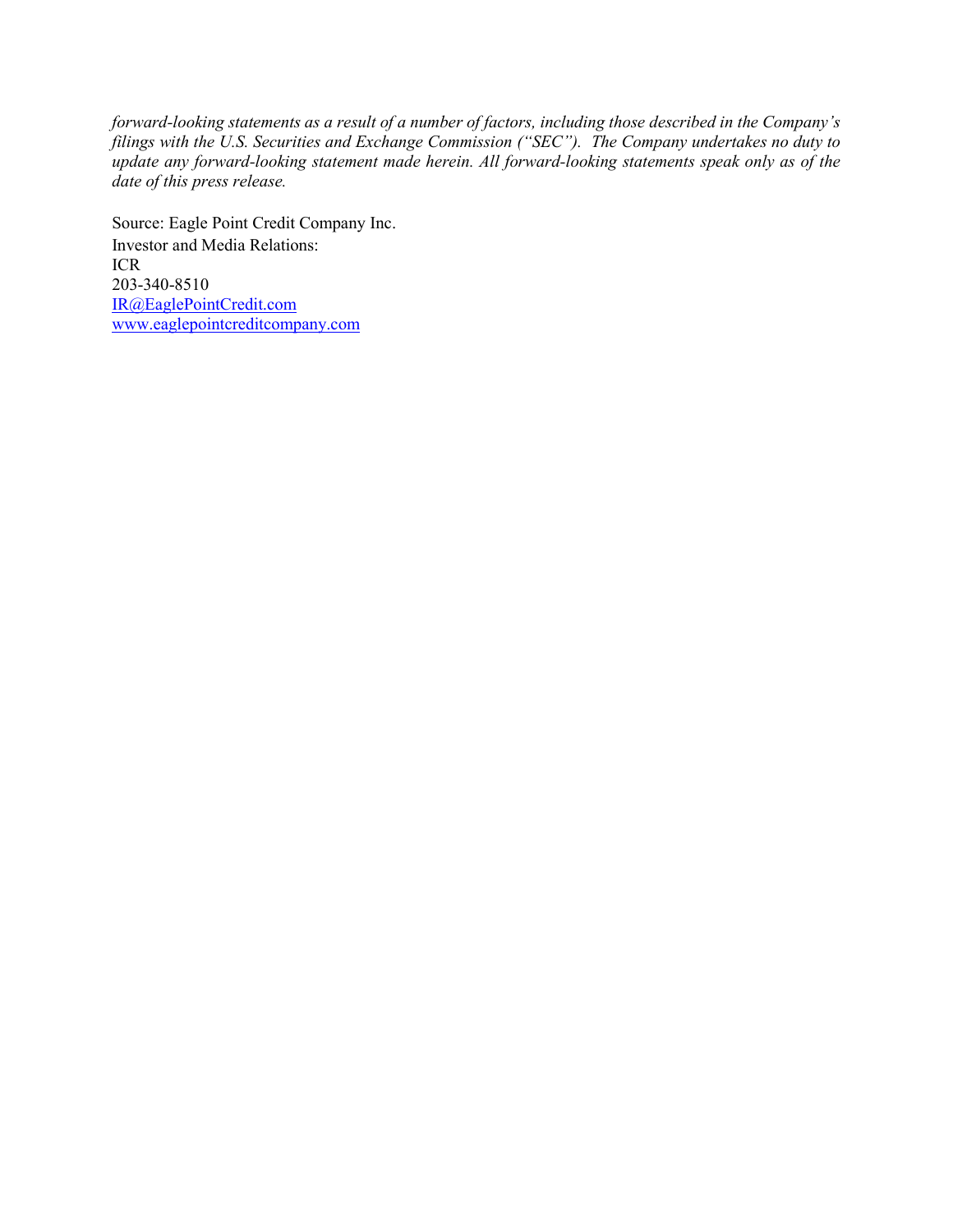*forward-looking statements as a result of a number of factors, including those described in the Company's filings with the U.S. Securities and Exchange Commission ("SEC"). The Company undertakes no duty to update any forward-looking statement made herein. All forward-looking statements speak only as of the date of this press release.*

Source: Eagle Point Credit Company Inc.
Investor and Media Relations:
ICR
203-340-8510
IR@EaglePointCredit.com
www.eaglepointcreditcompany.com